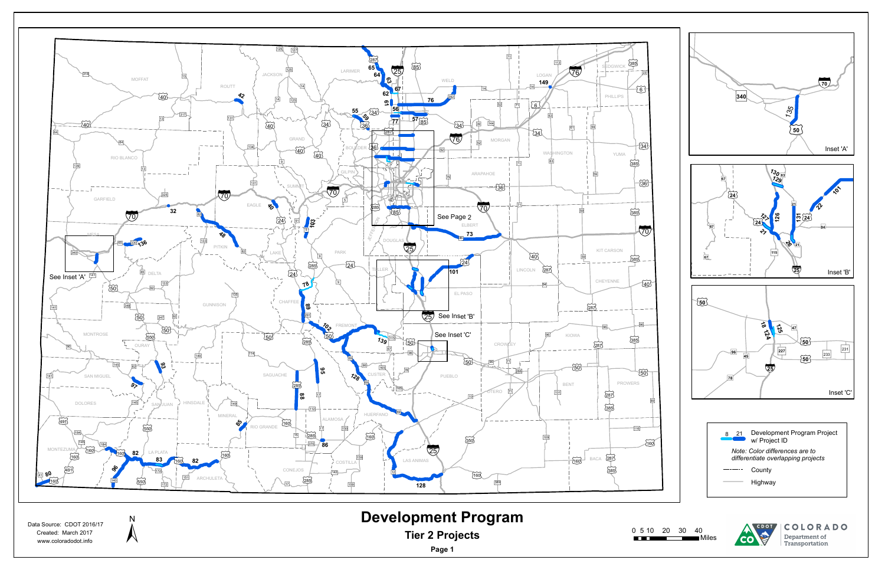# Development Program

## Tier 2 Projects

Page 1

See Page 2

See Inset 'A'

See Inset 'B'

See Inset 'C'

Inset 'A'

Inset 'B'

Inset 'C'

8 21 Development Program Project w/ Project ID

*Note: Color differences are to differentiate overlapping projects*

County

Highway

Data Source: CDOT 2016/17
Created: March 2017
www.coloradodot.info

0 5 10 20 30 40 Miles

COLORADO Department of Transportation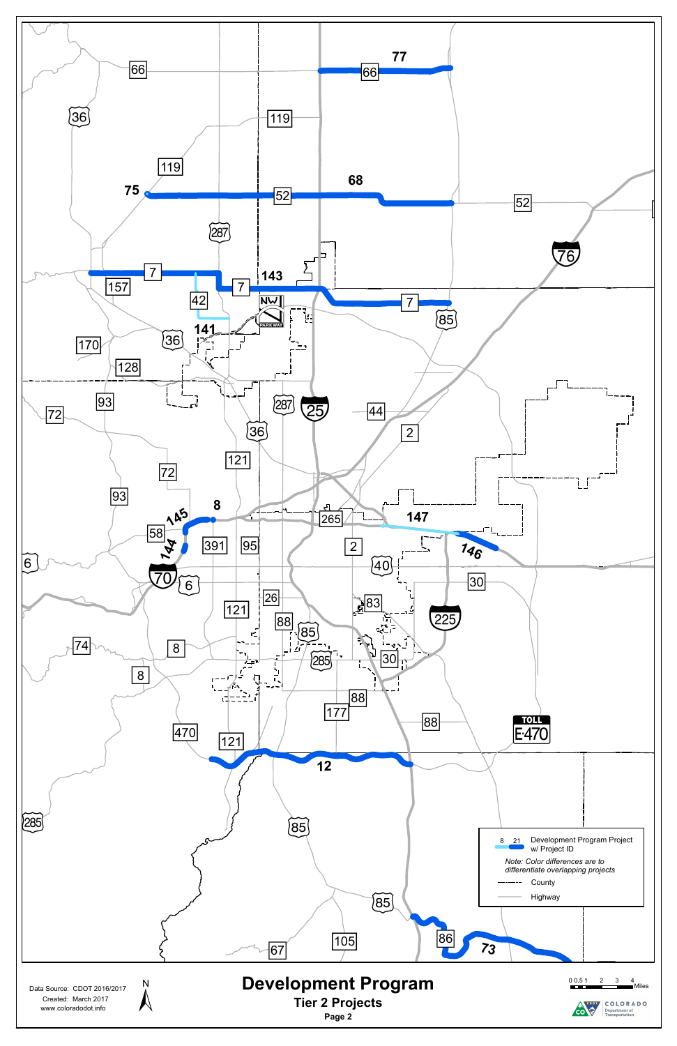# Development Program

## Tier 2 Projects

77

66

36

119

119

75

52

68

52

287

76

7

157

7

143

7

42

141

NW PARKWAY

85

170

36

128

93

287

25

44

72

36

2

121

72

93

8

145

265

147

58

144

391

95

2

146

6

70

6

40

30

26

83

121

88

85

225

74

8

285

30

8

88

177

88

470

121

TOLL E-470

12

285

85

85

86

73

67

105

8 21 Development Program Project w/ Project ID

*Note: Color differences are to differentiate overlapping projects*

County

Highway

Data Source: CDOT 2016/2017
Created: March 2017
www.coloradodot.info

N

0 0.5 1 2 3 4 Miles

COLORADO Department of Transportation